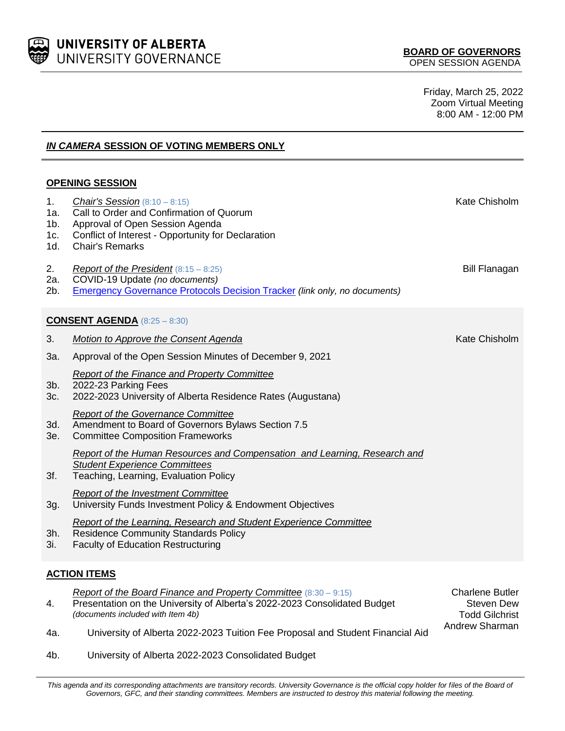**UNIVERSITY OF ALBERTA**
UNIVERSITY GOVERNANCE

**BOARD OF GOVERNORS**
OPEN SESSION AGENDA

Friday, March 25, 2022
Zoom Virtual Meeting
8:00 AM - 12:00 PM

## ***IN CAMERA* SESSION OF VOTING MEMBERS ONLY**

### OPENING SESSION

1. *Chair's Session* (8:10 – 8:15) — Kate Chisholm
   - 1a. Call to Order and Confirmation of Quorum
   - 1b. Approval of Open Session Agenda
   - 1c. Conflict of Interest - Opportunity for Declaration
   - 1d. Chair's Remarks

2. *Report of the President* (8:15 – 8:25) — Bill Flanagan
   - 2a. COVID-19 Update *(no documents)*
   - 2b. Emergency Governance Protocols Decision Tracker *(link only, no documents)*

### CONSENT AGENDA (8:25 – 8:30)

3. *Motion to Approve the Consent Agenda* — Kate Chisholm

   3a. Approval of the Open Session Minutes of December 9, 2021

   *Report of the Finance and Property Committee*
   - 3b. 2022-23 Parking Fees
   - 3c. 2022-2023 University of Alberta Residence Rates (Augustana)

   *Report of the Governance Committee*
   - 3d. Amendment to Board of Governors Bylaws Section 7.5
   - 3e. Committee Composition Frameworks

   *Report of the Human Resources and Compensation and Learning, Research and Student Experience Committees*
   - 3f. Teaching, Learning, Evaluation Policy

   *Report of the Investment Committee*
   - 3g. University Funds Investment Policy & Endowment Objectives

   *Report of the Learning, Research and Student Experience Committee*
   - 3h. Residence Community Standards Policy
   - 3i. Faculty of Education Restructuring

### ACTION ITEMS

*Report of the Board Finance and Property Committee* (8:30 – 9:15) — Charlene Butler, Steven Dew, Todd Gilchrist, Andrew Sharman

4. Presentation on the University of Alberta's 2022-2023 Consolidated Budget *(documents included with Item 4b)*
   - 4a. University of Alberta 2022-2023 Tuition Fee Proposal and Student Financial Aid
   - 4b. University of Alberta 2022-2023 Consolidated Budget

*This agenda and its corresponding attachments are transitory records. University Governance is the official copy holder for files of the Board of Governors, GFC, and their standing committees. Members are instructed to destroy this material following the meeting.*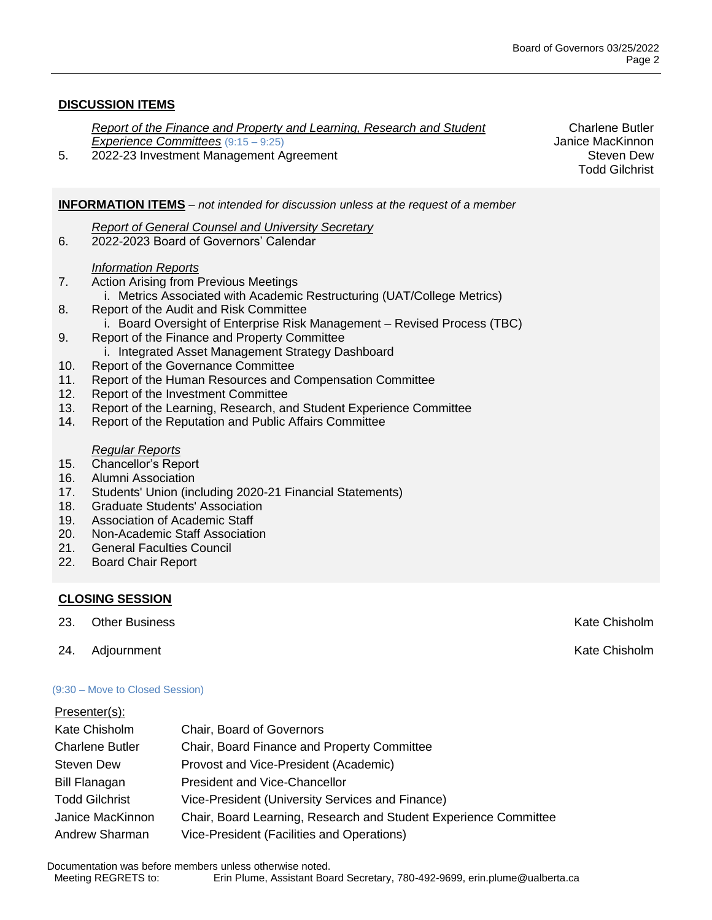**DISCUSSION ITEMS**

*Report of the Finance and Property and Learning, Research and Student Experience Committees* (9:15 – 9:25) — Charlene Butler, Janice MacKinnon

5. 2022-23 Investment Management Agreement — Steven Dew, Todd Gilchrist

**INFORMATION ITEMS** – *not intended for discussion unless at the request of a member*

*Report of General Counsel and University Secretary*

6. 2022-2023 Board of Governors' Calendar

*Information Reports*

7. Action Arising from Previous Meetings
   i. Metrics Associated with Academic Restructuring (UAT/College Metrics)
8. Report of the Audit and Risk Committee
   i. Board Oversight of Enterprise Risk Management – Revised Process (TBC)
9. Report of the Finance and Property Committee
   i. Integrated Asset Management Strategy Dashboard
10. Report of the Governance Committee
11. Report of the Human Resources and Compensation Committee
12. Report of the Investment Committee
13. Report of the Learning, Research, and Student Experience Committee
14. Report of the Reputation and Public Affairs Committee

*Regular Reports*

15. Chancellor's Report
16. Alumni Association
17. Students' Union (including 2020-21 Financial Statements)
18. Graduate Students' Association
19. Association of Academic Staff
20. Non-Academic Staff Association
21. General Faculties Council
22. Board Chair Report

**CLOSING SESSION**

23. Other Business — Kate Chisholm

24. Adjournment — Kate Chisholm

(9:30 – Move to Closed Session)

Presenter(s):

| | |
|---|---|
| Kate Chisholm | Chair, Board of Governors |
| Charlene Butler | Chair, Board Finance and Property Committee |
| Steven Dew | Provost and Vice-President (Academic) |
| Bill Flanagan | President and Vice-Chancellor |
| Todd Gilchrist | Vice-President (University Services and Finance) |
| Janice MacKinnon | Chair, Board Learning, Research and Student Experience Committee |
| Andrew Sharman | Vice-President (Facilities and Operations) |

Documentation was before members unless otherwise noted.

Meeting REGRETS to: Erin Plume, Assistant Board Secretary, 780-492-9699, erin.plume@ualberta.ca